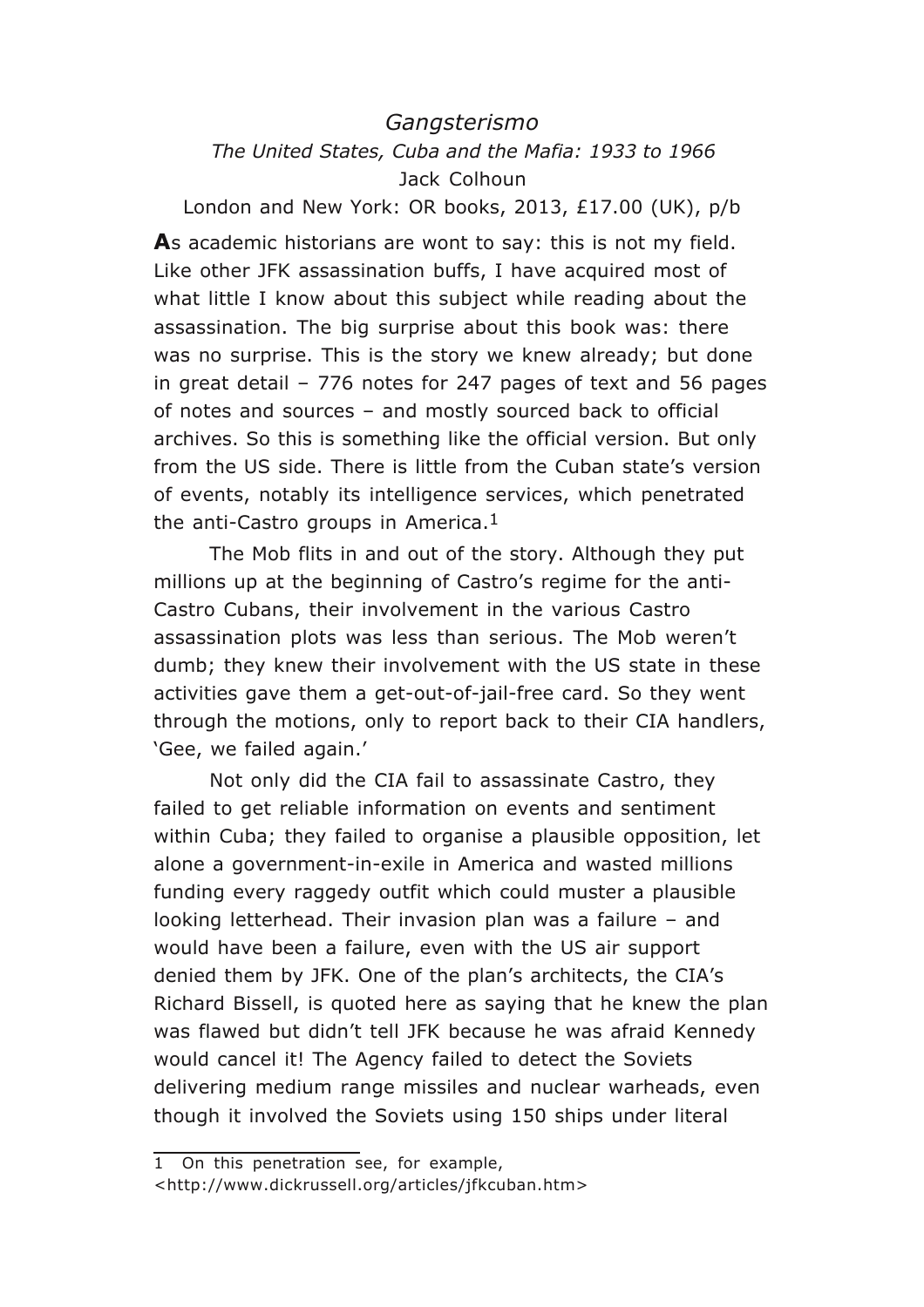*Gangsterismo*

*The United States, Cuba and the Mafia: 1933 to 1966*

Jack Colhoun

London and New York: OR books, 2013, £17.00 (UK), p/b

**A**s academic historians are wont to say: this is not my field. Like other JFK assassination buffs, I have acquired most of what little I know about this subject while reading about the assassination. The big surprise about this book was: there was no surprise. This is the story we knew already; but done in great detail – 776 notes for 247 pages of text and 56 pages of notes and sources – and mostly sourced back to official archives. So this is something like the official version. But only from the US side. There is little from the Cuban state's version of events, notably its intelligence services, which penetrated the anti-Castro groups in America.[1]

The Mob flits in and out of the story. Although they put millions up at the beginning of Castro's regime for the anti-Castro Cubans, their involvement in the various Castro assassination plots was less than serious. The Mob weren't dumb; they knew their involvement with the US state in these activities gave them a get-out-of-jail-free card. So they went through the motions, only to report back to their CIA handlers, 'Gee, we failed again.'

Not only did the CIA fail to assassinate Castro, they failed to get reliable information on events and sentiment within Cuba; they failed to organise a plausible opposition, let alone a government-in-exile in America and wasted millions funding every raggedy outfit which could muster a plausible looking letterhead. Their invasion plan was a failure – and would have been a failure, even with the US air support denied them by JFK. One of the plan's architects, the CIA's Richard Bissell, is quoted here as saying that he knew the plan was flawed but didn't tell JFK because he was afraid Kennedy would cancel it! The Agency failed to detect the Soviets delivering medium range missiles and nuclear warheads, even though it involved the Soviets using 150 ships under literal

---

1 On this penetration see, for example, <http://www.dickrussell.org/articles/jfkcuban.htm>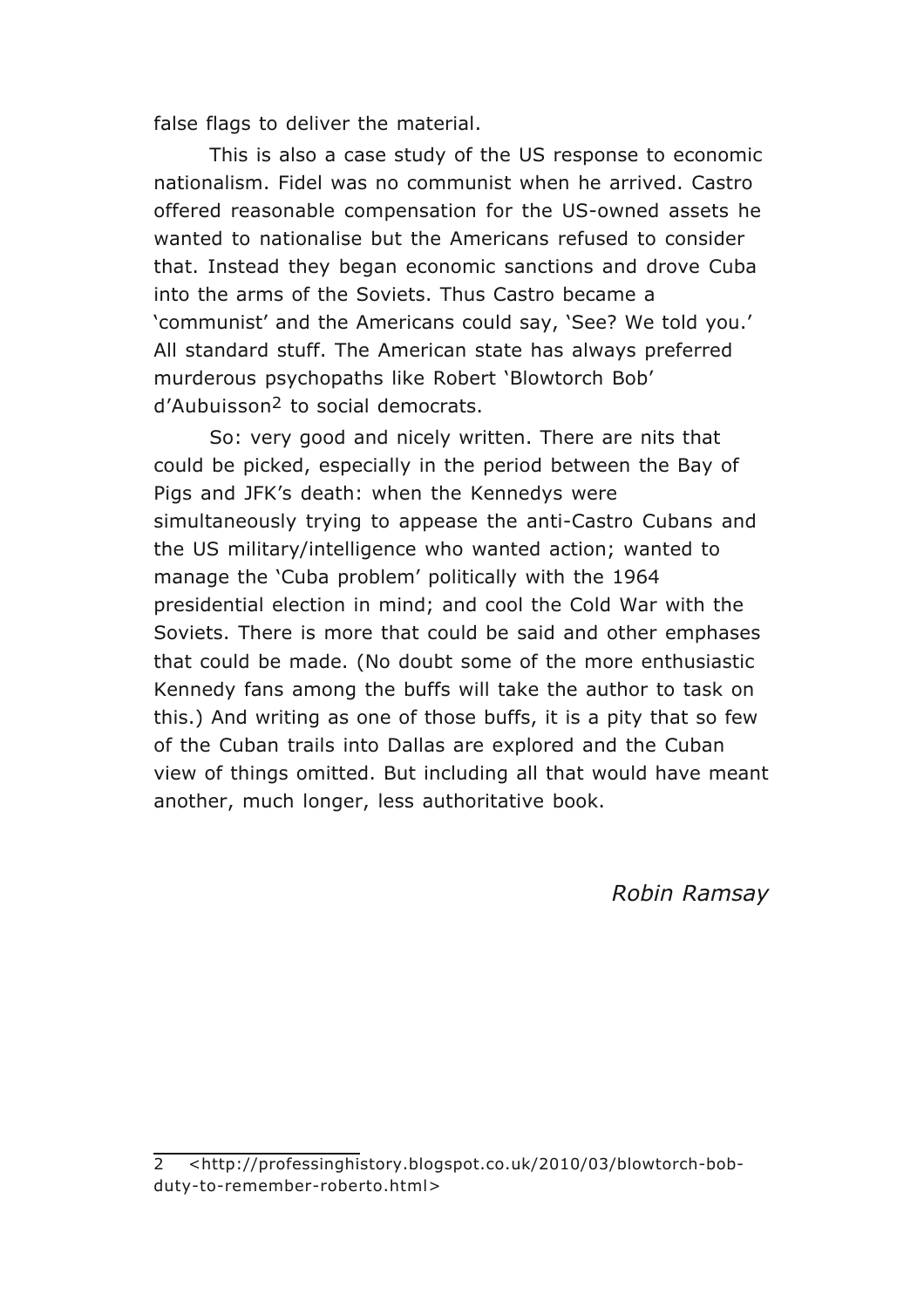false flags to deliver the material.

This is also a case study of the US response to economic nationalism. Fidel was no communist when he arrived. Castro offered reasonable compensation for the US-owned assets he wanted to nationalise but the Americans refused to consider that. Instead they began economic sanctions and drove Cuba into the arms of the Soviets. Thus Castro became a 'communist' and the Americans could say, 'See? We told you.' All standard stuff. The American state has always preferred murderous psychopaths like Robert 'Blowtorch Bob' d'Aubuisson[2] to social democrats.

So: very good and nicely written. There are nits that could be picked, especially in the period between the Bay of Pigs and JFK's death: when the Kennedys were simultaneously trying to appease the anti-Castro Cubans and the US military/intelligence who wanted action; wanted to manage the 'Cuba problem' politically with the 1964 presidential election in mind; and cool the Cold War with the Soviets. There is more that could be said and other emphases that could be made. (No doubt some of the more enthusiastic Kennedy fans among the buffs will take the author to task on this.) And writing as one of those buffs, it is a pity that so few of the Cuban trails into Dallas are explored and the Cuban view of things omitted. But including all that would have meant another, much longer, less authoritative book.

*Robin Ramsay*

---

2 <http://professinghistory.blogspot.co.uk/2010/03/blowtorch-bob-duty-to-remember-roberto.html>